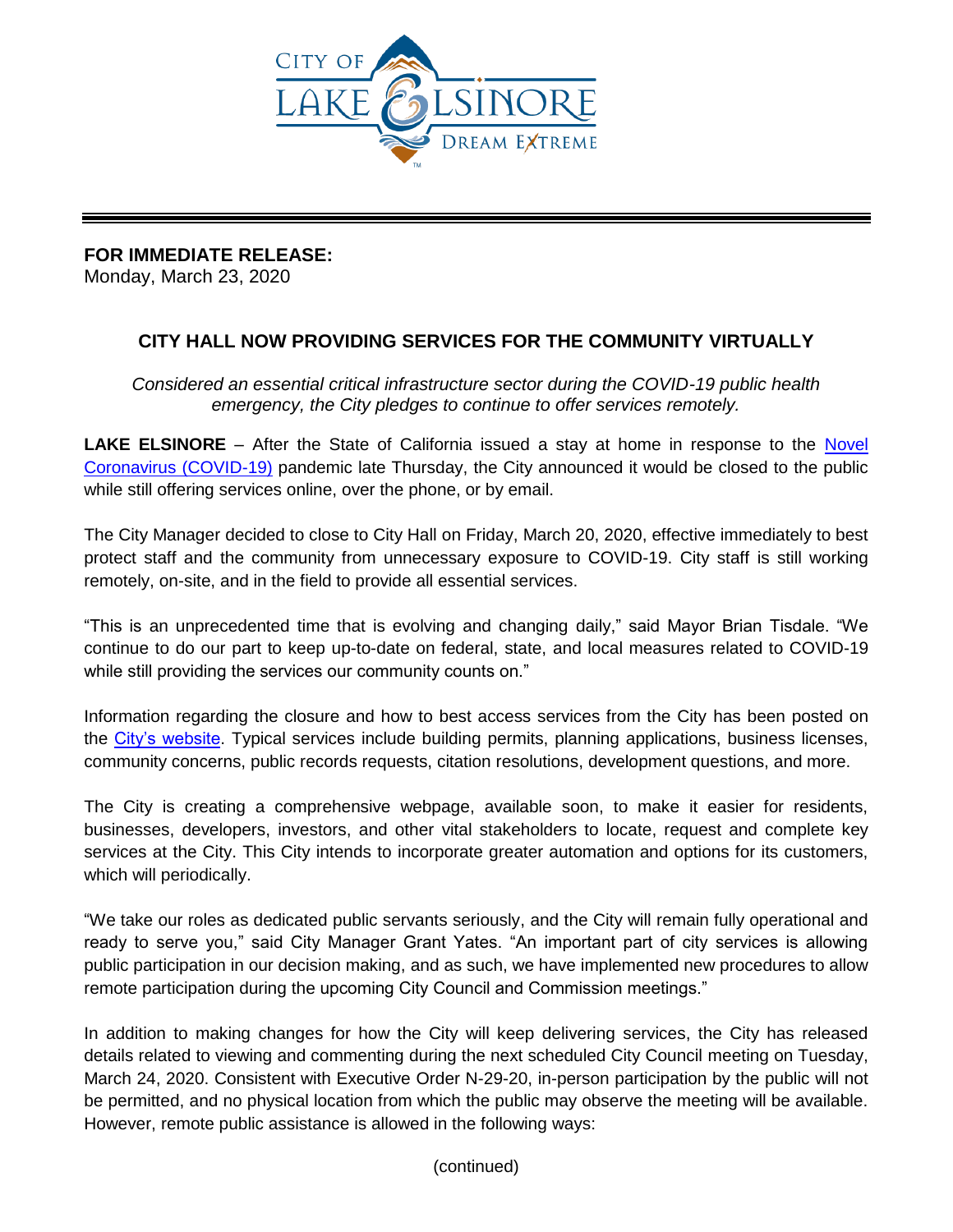**FOR IMMEDIATE RELEASE:**
Monday, March 23, 2020

## CITY HALL NOW PROVIDING SERVICES FOR THE COMMUNITY VIRTUALLY

*Considered an essential critical infrastructure sector during the COVID-19 public health emergency, the City pledges to continue to offer services remotely.*

**LAKE ELSINORE** – After the State of California issued a stay at home in response to the Novel Coronavirus (COVID-19) pandemic late Thursday, the City announced it would be closed to the public while still offering services online, over the phone, or by email.

The City Manager decided to close to City Hall on Friday, March 20, 2020, effective immediately to best protect staff and the community from unnecessary exposure to COVID-19. City staff is still working remotely, on-site, and in the field to provide all essential services.

"This is an unprecedented time that is evolving and changing daily," said Mayor Brian Tisdale. "We continue to do our part to keep up-to-date on federal, state, and local measures related to COVID-19 while still providing the services our community counts on."

Information regarding the closure and how to best access services from the City has been posted on the City's website. Typical services include building permits, planning applications, business licenses, community concerns, public records requests, citation resolutions, development questions, and more.

The City is creating a comprehensive webpage, available soon, to make it easier for residents, businesses, developers, investors, and other vital stakeholders to locate, request and complete key services at the City. This City intends to incorporate greater automation and options for its customers, which will periodically.

"We take our roles as dedicated public servants seriously, and the City will remain fully operational and ready to serve you," said City Manager Grant Yates. "An important part of city services is allowing public participation in our decision making, and as such, we have implemented new procedures to allow remote participation during the upcoming City Council and Commission meetings."

In addition to making changes for how the City will keep delivering services, the City has released details related to viewing and commenting during the next scheduled City Council meeting on Tuesday, March 24, 2020. Consistent with Executive Order N-29-20, in-person participation by the public will not be permitted, and no physical location from which the public may observe the meeting will be available. However, remote public assistance is allowed in the following ways:

(continued)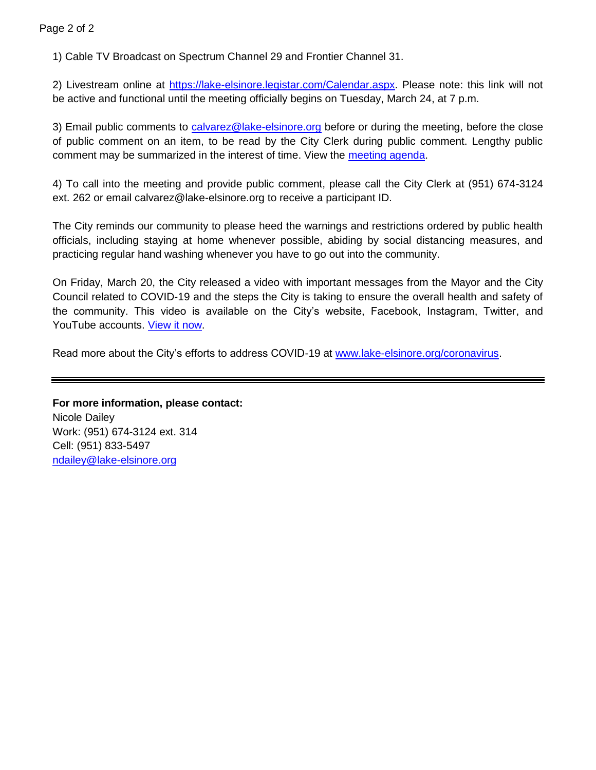1) Cable TV Broadcast on Spectrum Channel 29 and Frontier Channel 31.

2) Livestream online at https://lake-elsinore.legistar.com/Calendar.aspx. Please note: this link will not be active and functional until the meeting officially begins on Tuesday, March 24, at 7 p.m.

3) Email public comments to calvarez@lake-elsinore.org before or during the meeting, before the close of public comment on an item, to be read by the City Clerk during public comment. Lengthy public comment may be summarized in the interest of time. View the meeting agenda.

4) To call into the meeting and provide public comment, please call the City Clerk at (951) 674-3124 ext. 262 or email calvarez@lake-elsinore.org to receive a participant ID.

The City reminds our community to please heed the warnings and restrictions ordered by public health officials, including staying at home whenever possible, abiding by social distancing measures, and practicing regular hand washing whenever you have to go out into the community.

On Friday, March 20, the City released a video with important messages from the Mayor and the City Council related to COVID-19 and the steps the City is taking to ensure the overall health and safety of the community. This video is available on the City's website, Facebook, Instagram, Twitter, and YouTube accounts. View it now.

Read more about the City's efforts to address COVID-19 at www.lake-elsinore.org/coronavirus.

---

**For more information, please contact:**
Nicole Dailey
Work: (951) 674-3124 ext. 314
Cell: (951) 833-5497
ndailey@lake-elsinore.org